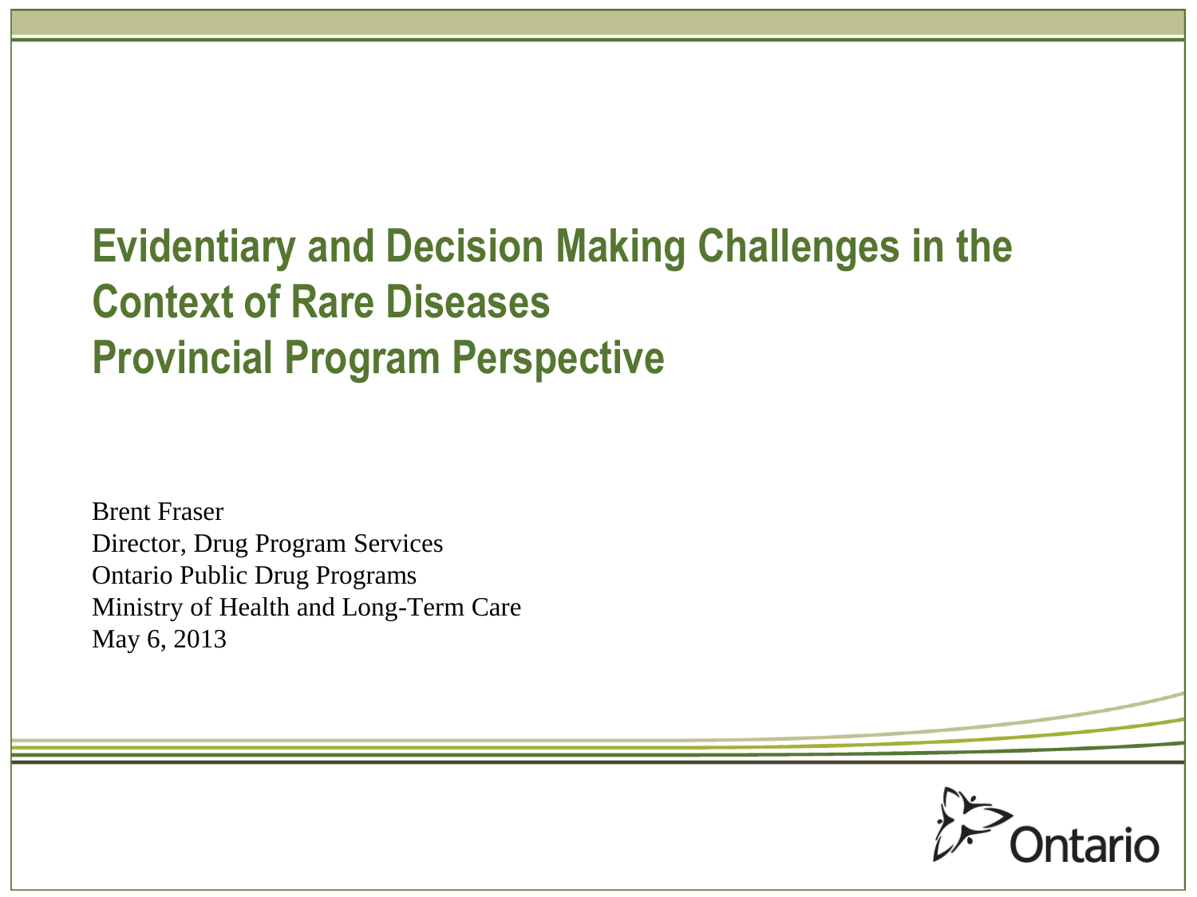# Evidentiary and Decision Making Challenges in the Context of Rare Diseases
# Provincial Program Perspective

Brent Fraser
Director, Drug Program Services
Ontario Public Drug Programs
Ministry of Health and Long-Term Care
May 6, 2013

Ontario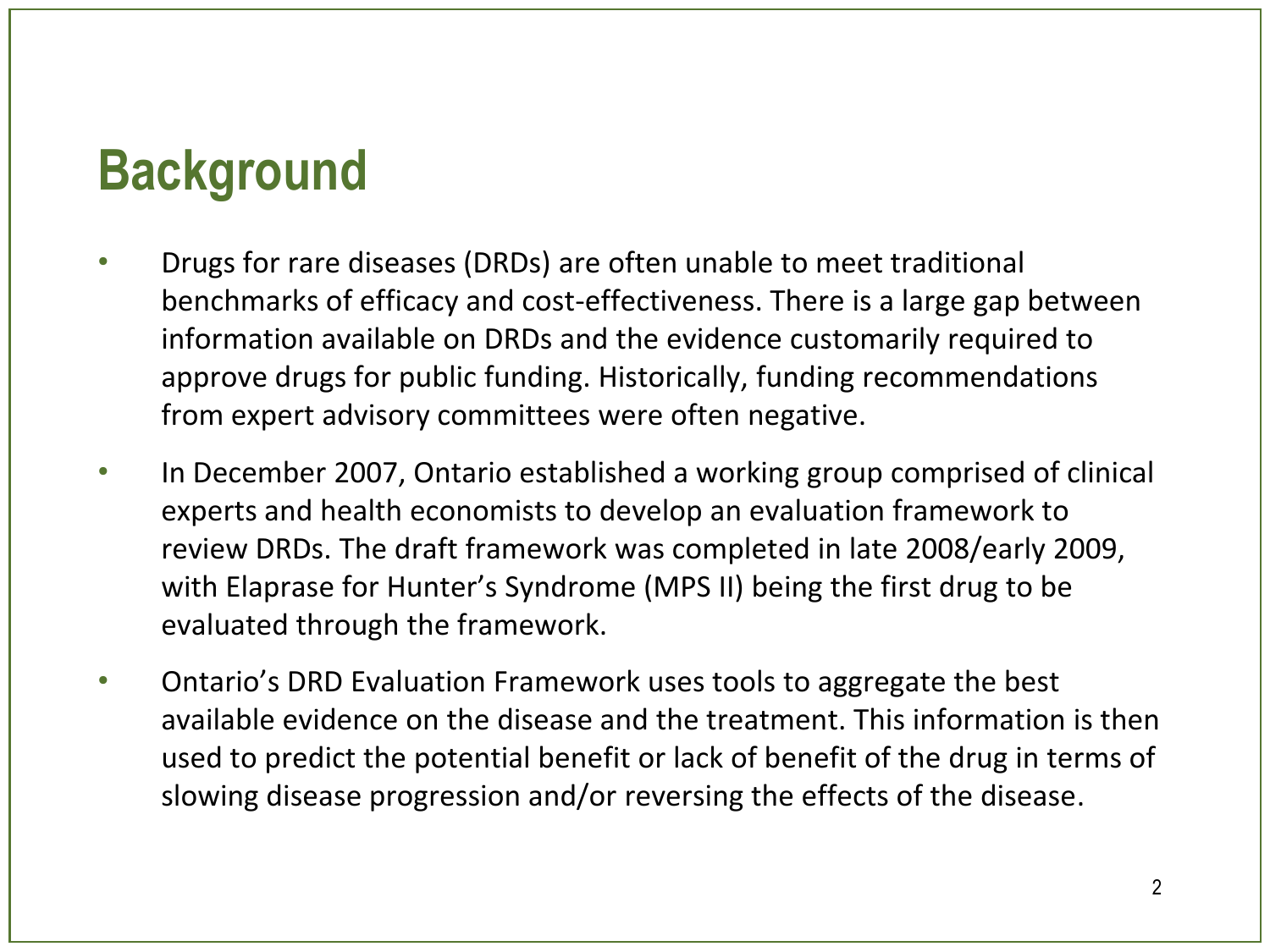# Background

- Drugs for rare diseases (DRDs) are often unable to meet traditional benchmarks of efficacy and cost-effectiveness. There is a large gap between information available on DRDs and the evidence customarily required to approve drugs for public funding. Historically, funding recommendations from expert advisory committees were often negative.
- In December 2007, Ontario established a working group comprised of clinical experts and health economists to develop an evaluation framework to review DRDs. The draft framework was completed in late 2008/early 2009, with Elaprase for Hunter's Syndrome (MPS II) being the first drug to be evaluated through the framework.
- Ontario's DRD Evaluation Framework uses tools to aggregate the best available evidence on the disease and the treatment. This information is then used to predict the potential benefit or lack of benefit of the drug in terms of slowing disease progression and/or reversing the effects of the disease.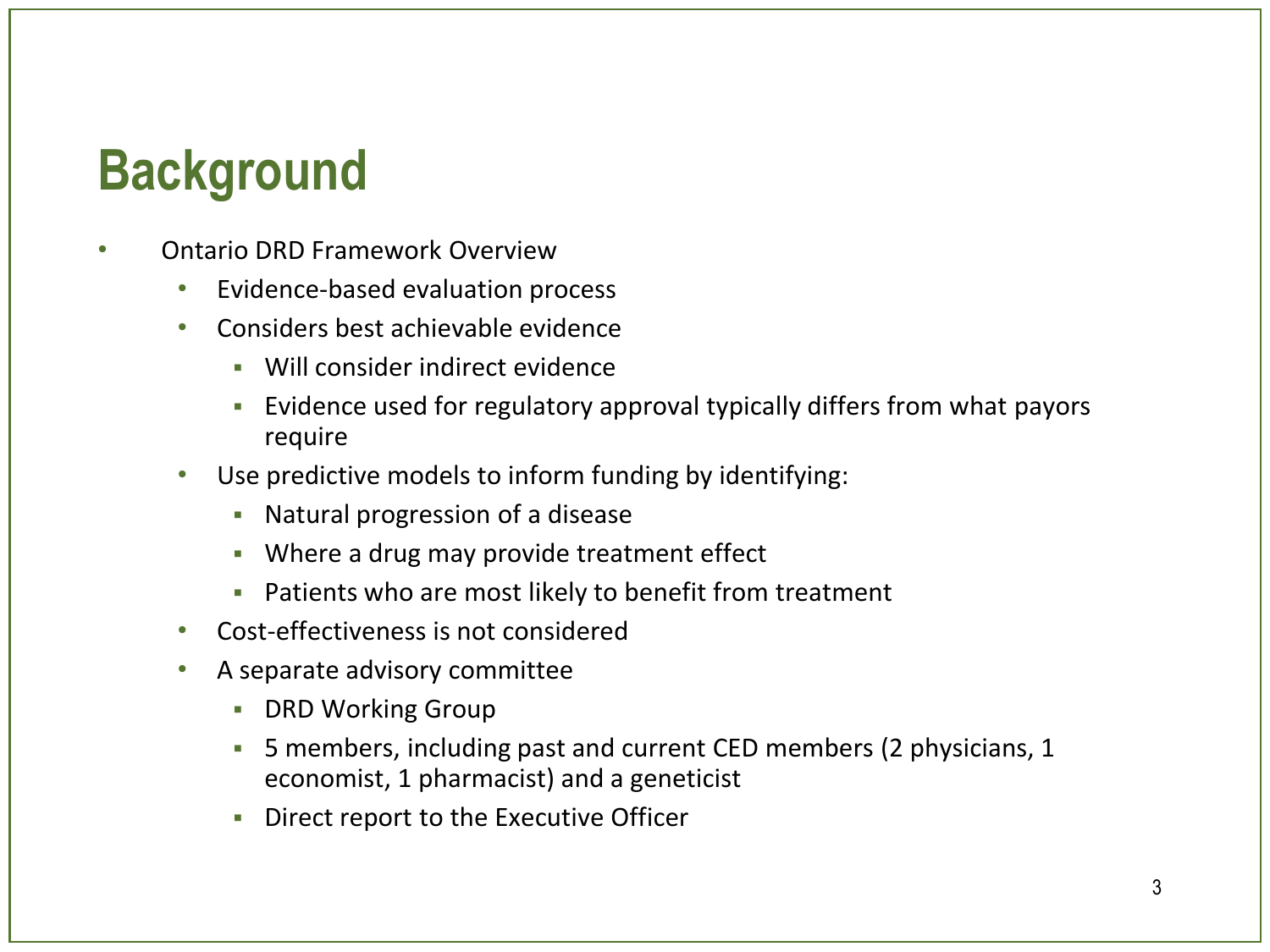# Background

- Ontario DRD Framework Overview
  - Evidence-based evaluation process
  - Considers best achievable evidence
    - Will consider indirect evidence
    - Evidence used for regulatory approval typically differs from what payors require
  - Use predictive models to inform funding by identifying:
    - Natural progression of a disease
    - Where a drug may provide treatment effect
    - Patients who are most likely to benefit from treatment
  - Cost-effectiveness is not considered
  - A separate advisory committee
    - DRD Working Group
    - 5 members, including past and current CED members (2 physicians, 1 economist, 1 pharmacist) and a geneticist
    - Direct report to the Executive Officer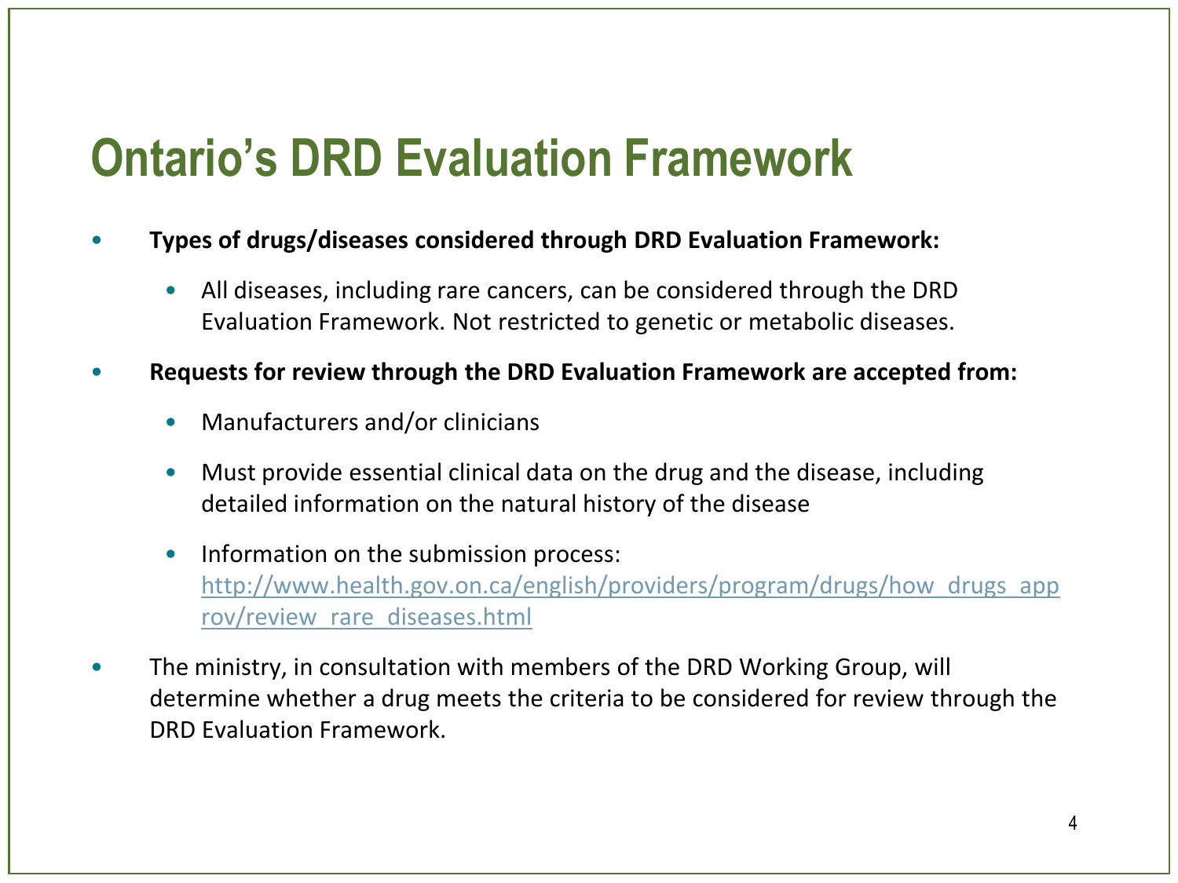# Ontario's DRD Evaluation Framework

- **Types of drugs/diseases considered through DRD Evaluation Framework:**
  - All diseases, including rare cancers, can be considered through the DRD Evaluation Framework. Not restricted to genetic or metabolic diseases.
- **Requests for review through the DRD Evaluation Framework are accepted from:**
  - Manufacturers and/or clinicians
  - Must provide essential clinical data on the drug and the disease, including detailed information on the natural history of the disease
  - Information on the submission process: http://www.health.gov.on.ca/english/providers/program/drugs/how_drugs_approv/review_rare_diseases.html
- The ministry, in consultation with members of the DRD Working Group, will determine whether a drug meets the criteria to be considered for review through the DRD Evaluation Framework.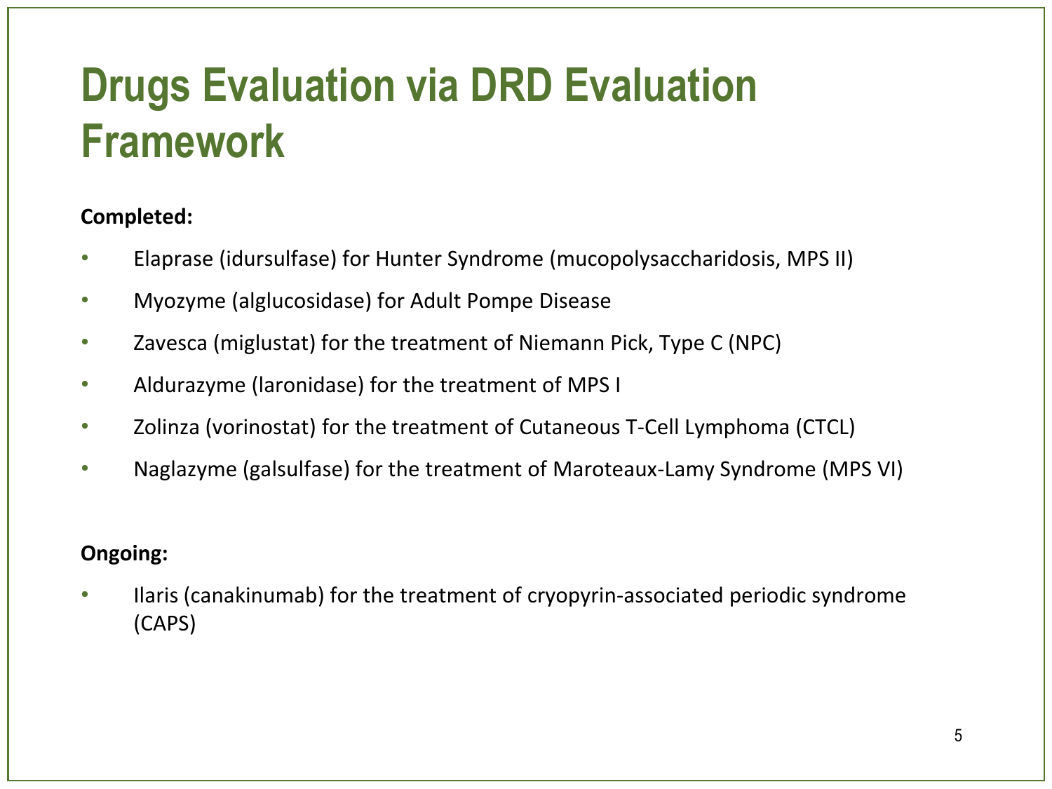# Drugs Evaluation via DRD Evaluation Framework

**Completed:**

- Elaprase (idursulfase) for Hunter Syndrome (mucopolysaccharidosis, MPS II)
- Myozyme (alglucosidase) for Adult Pompe Disease
- Zavesca (miglustat) for the treatment of Niemann Pick, Type C (NPC)
- Aldurazyme (laronidase) for the treatment of MPS I
- Zolinza (vorinostat) for the treatment of Cutaneous T-Cell Lymphoma (CTCL)
- Naglazyme (galsulfase) for the treatment of Maroteaux-Lamy Syndrome (MPS VI)

**Ongoing:**

- Ilaris (canakinumab) for the treatment of cryopyrin-associated periodic syndrome (CAPS)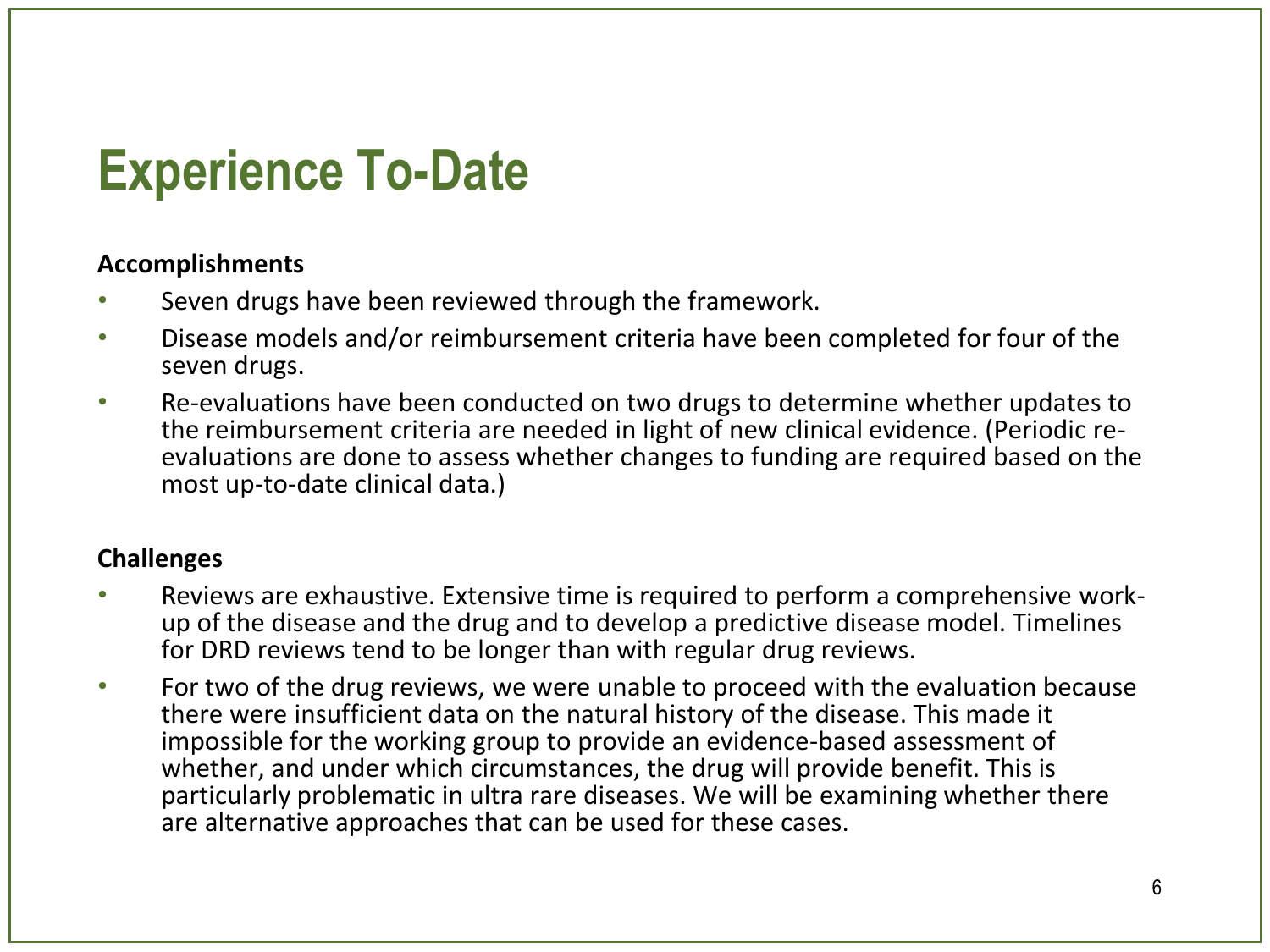# Experience To-Date

**Accomplishments**

- Seven drugs have been reviewed through the framework.
- Disease models and/or reimbursement criteria have been completed for four of the seven drugs.
- Re-evaluations have been conducted on two drugs to determine whether updates to the reimbursement criteria are needed in light of new clinical evidence. (Periodic re-evaluations are done to assess whether changes to funding are required based on the most up-to-date clinical data.)

**Challenges**

- Reviews are exhaustive. Extensive time is required to perform a comprehensive work-up of the disease and the drug and to develop a predictive disease model. Timelines for DRD reviews tend to be longer than with regular drug reviews.
- For two of the drug reviews, we were unable to proceed with the evaluation because there were insufficient data on the natural history of the disease. This made it impossible for the working group to provide an evidence-based assessment of whether, and under which circumstances, the drug will provide benefit. This is particularly problematic in ultra rare diseases. We will be examining whether there are alternative approaches that can be used for these cases.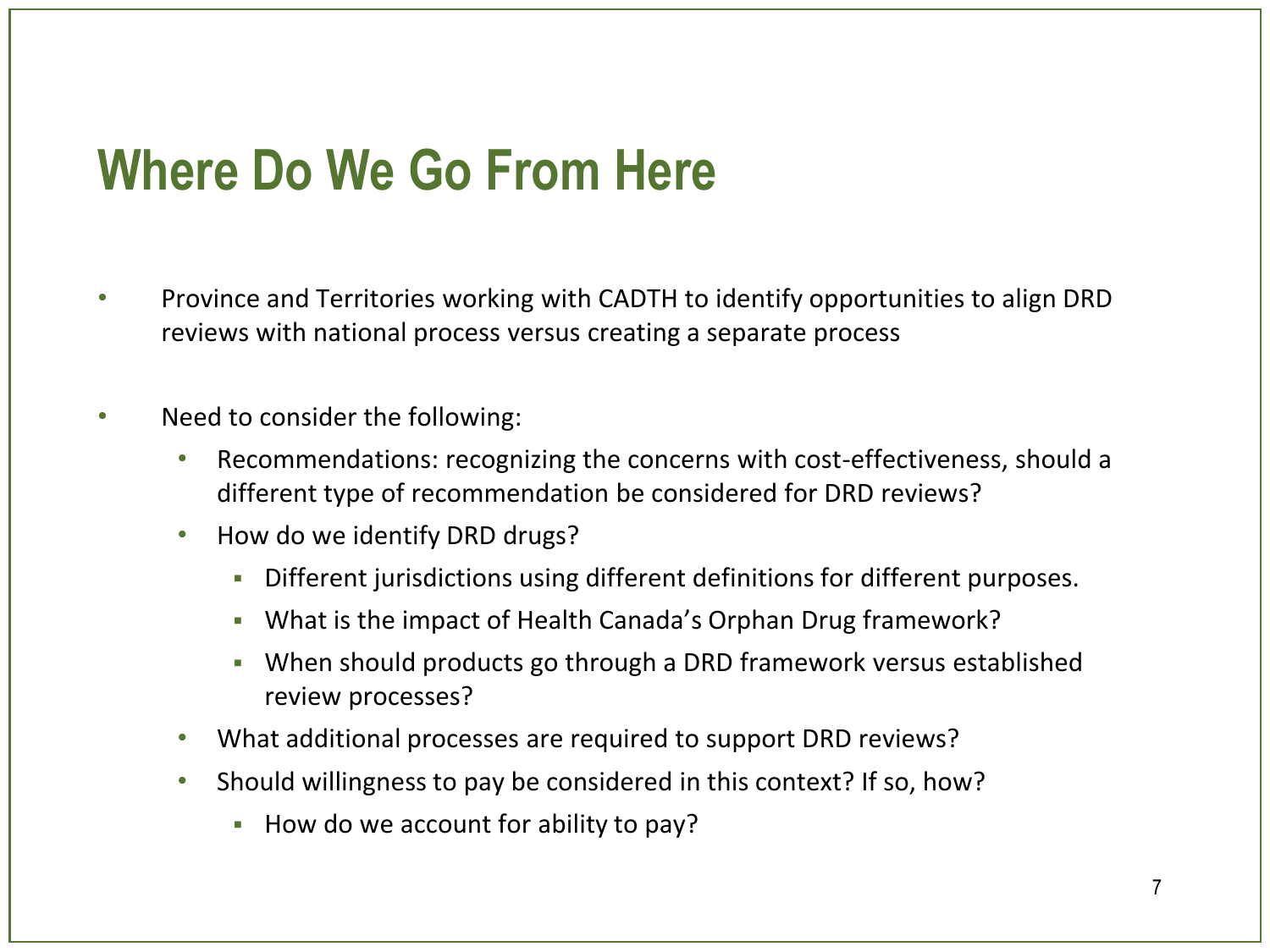# Where Do We Go From Here

- Province and Territories working with CADTH to identify opportunities to align DRD reviews with national process versus creating a separate process
- Need to consider the following:
  - Recommendations: recognizing the concerns with cost-effectiveness, should a different type of recommendation be considered for DRD reviews?
  - How do we identify DRD drugs?
    - Different jurisdictions using different definitions for different purposes.
    - What is the impact of Health Canada's Orphan Drug framework?
    - When should products go through a DRD framework versus established review processes?
  - What additional processes are required to support DRD reviews?
  - Should willingness to pay be considered in this context? If so, how?
    - How do we account for ability to pay?